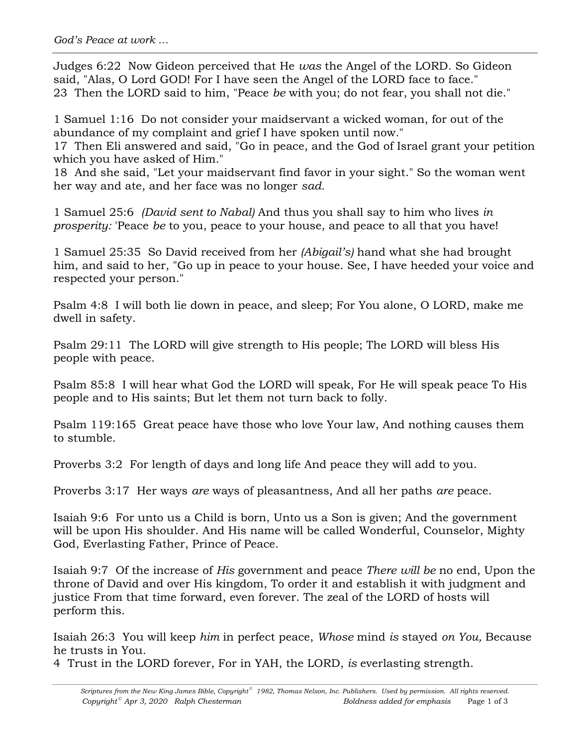Judges 6:22 Now Gideon perceived that He *was* the Angel of the LORD. So Gideon said, "Alas, O Lord GOD! For I have seen the Angel of the LORD face to face."
23 Then the LORD said to him, "Peace *be* with you; do not fear, you shall not die."

1 Samuel 1:16 Do not consider your maidservant a wicked woman, for out of the abundance of my complaint and grief I have spoken until now."
17 Then Eli answered and said, "Go in peace, and the God of Israel grant your petition which you have asked of Him."
18 And she said, "Let your maidservant find favor in your sight." So the woman went her way and ate, and her face was no longer *sad.*

1 Samuel 25:6 *(David sent to Nabal)* And thus you shall say to him who lives *in prosperity:* 'Peace *be* to you, peace to your house, and peace to all that you have!

1 Samuel 25:35 So David received from her *(Abigail's)* hand what she had brought him, and said to her, "Go up in peace to your house. See, I have heeded your voice and respected your person."

Psalm 4:8 I will both lie down in peace, and sleep; For You alone, O LORD, make me dwell in safety.

Psalm 29:11 The LORD will give strength to His people; The LORD will bless His people with peace.

Psalm 85:8 I will hear what God the LORD will speak, For He will speak peace To His people and to His saints; But let them not turn back to folly.

Psalm 119:165 Great peace have those who love Your law, And nothing causes them to stumble.

Proverbs 3:2 For length of days and long life And peace they will add to you.

Proverbs 3:17 Her ways *are* ways of pleasantness, And all her paths *are* peace.

Isaiah 9:6 For unto us a Child is born, Unto us a Son is given; And the government will be upon His shoulder. And His name will be called Wonderful, Counselor, Mighty God, Everlasting Father, Prince of Peace.

Isaiah 9:7 Of the increase of *His* government and peace *There will be* no end, Upon the throne of David and over His kingdom, To order it and establish it with judgment and justice From that time forward, even forever. The zeal of the LORD of hosts will perform this.

Isaiah 26:3 You will keep *him* in perfect peace, *Whose* mind *is* stayed *on You,* Because he trusts in You.
4 Trust in the LORD forever, For in YAH, the LORD, *is* everlasting strength.

*Scriptures from the New King James Bible, Copyright© 1982, Thomas Nelson, Inc. Publishers. Used by permission. All rights reserved.*
*Copyright© Apr 3, 2020 Ralph Chesterman* *Boldness added for emphasis*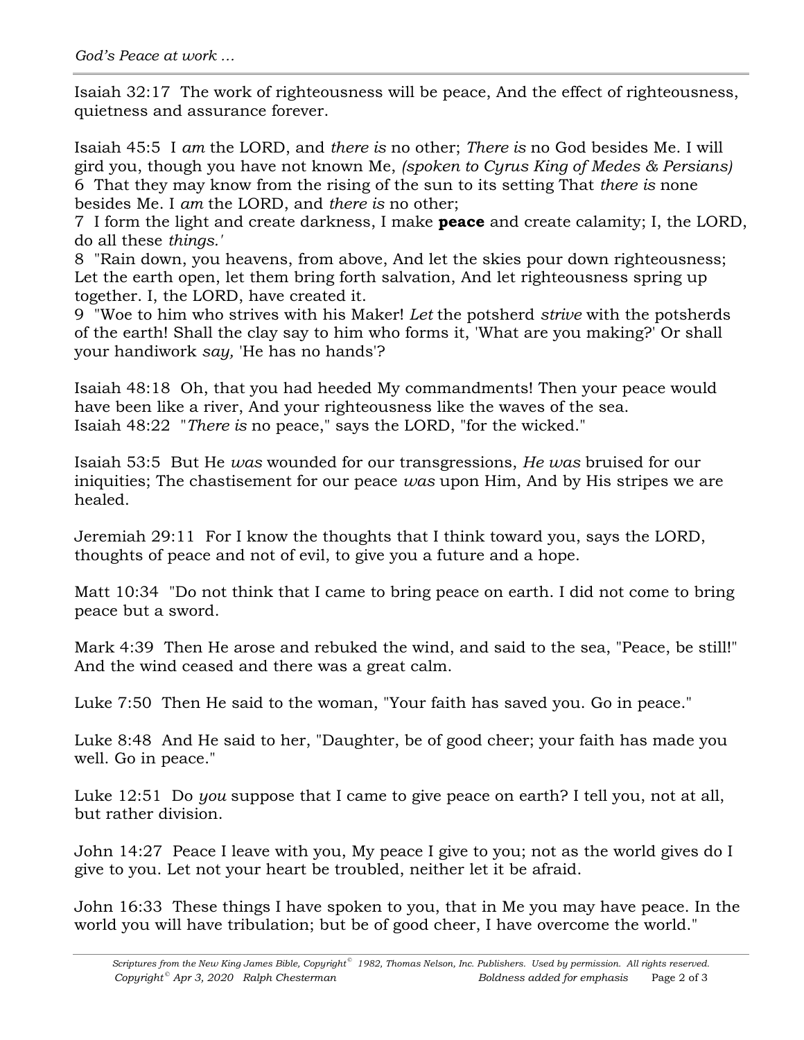Isaiah 32:17  The work of righteousness will be peace, And the effect of righteousness, quietness and assurance forever.

Isaiah 45:5  I *am* the LORD, and *there is* no other; *There is* no God besides Me. I will gird you, though you have not known Me, *(spoken to Cyrus King of Medes & Persians)*
6  That they may know from the rising of the sun to its setting That *there is* none besides Me. I *am* the LORD, and *there is* no other;
7  I form the light and create darkness, I make **peace** and create calamity; I, the LORD, do all these *things.'*
8  "Rain down, you heavens, from above, And let the skies pour down righteousness; Let the earth open, let them bring forth salvation, And let righteousness spring up together. I, the LORD, have created it.
9  "Woe to him who strives with his Maker! *Let* the potsherd *strive* with the potsherds of the earth! Shall the clay say to him who forms it, 'What are you making?' Or shall your handiwork *say,* 'He has no hands'?

Isaiah 48:18  Oh, that you had heeded My commandments! Then your peace would have been like a river, And your righteousness like the waves of the sea.
Isaiah 48:22  "*There is* no peace," says the LORD, "for the wicked."

Isaiah 53:5  But He *was* wounded for our transgressions, *He was* bruised for our iniquities; The chastisement for our peace *was* upon Him, And by His stripes we are healed.

Jeremiah 29:11  For I know the thoughts that I think toward you, says the LORD, thoughts of peace and not of evil, to give you a future and a hope.

Matt 10:34  "Do not think that I came to bring peace on earth. I did not come to bring peace but a sword.

Mark 4:39  Then He arose and rebuked the wind, and said to the sea, "Peace, be still!" And the wind ceased and there was a great calm.

Luke 7:50  Then He said to the woman, "Your faith has saved you. Go in peace."

Luke 8:48  And He said to her, "Daughter, be of good cheer; your faith has made you well. Go in peace."

Luke 12:51  Do *you* suppose that I came to give peace on earth? I tell you, not at all, but rather division.

John 14:27  Peace I leave with you, My peace I give to you; not as the world gives do I give to you. Let not your heart be troubled, neither let it be afraid.

John 16:33  These things I have spoken to you, that in Me you may have peace. In the world you will have tribulation; but be of good cheer, I have overcome the world."

*Scriptures from the New King James Bible, Copyright© 1982, Thomas Nelson, Inc. Publishers. Used by permission. All rights reserved.*
*Copyright© Apr 3, 2020 Ralph Chesterman — Boldness added for emphasis*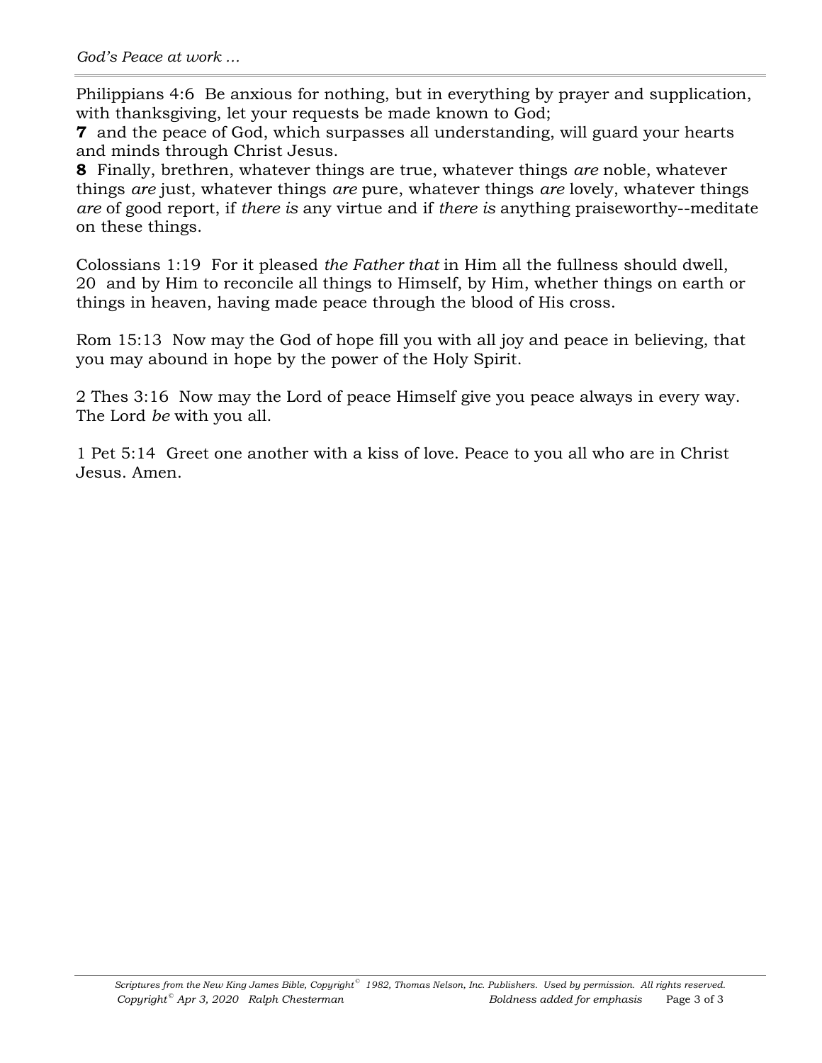Philippians 4:6  Be anxious for nothing, but in everything by prayer and supplication, with thanksgiving, let your requests be made known to God;
**7**  and the peace of God, which surpasses all understanding, will guard your hearts and minds through Christ Jesus.
**8**  Finally, brethren, whatever things are true, whatever things *are* noble, whatever things *are* just, whatever things *are* pure, whatever things *are* lovely, whatever things *are* of good report, if *there is* any virtue and if *there is* anything praiseworthy--meditate on these things.

Colossians 1:19  For it pleased *the Father that* in Him all the fullness should dwell,
20  and by Him to reconcile all things to Himself, by Him, whether things on earth or things in heaven, having made peace through the blood of His cross.

Rom 15:13  Now may the God of hope fill you with all joy and peace in believing, that you may abound in hope by the power of the Holy Spirit.

2 Thes 3:16  Now may the Lord of peace Himself give you peace always in every way. The Lord *be* with you all.

1 Pet 5:14  Greet one another with a kiss of love. Peace to you all who are in Christ Jesus. Amen.

*Scriptures from the New King James Bible, Copyright© 1982, Thomas Nelson, Inc. Publishers. Used by permission. All rights reserved.*
*Copyright© Apr 3, 2020   Ralph Chesterman*   *Boldness added for emphasis*